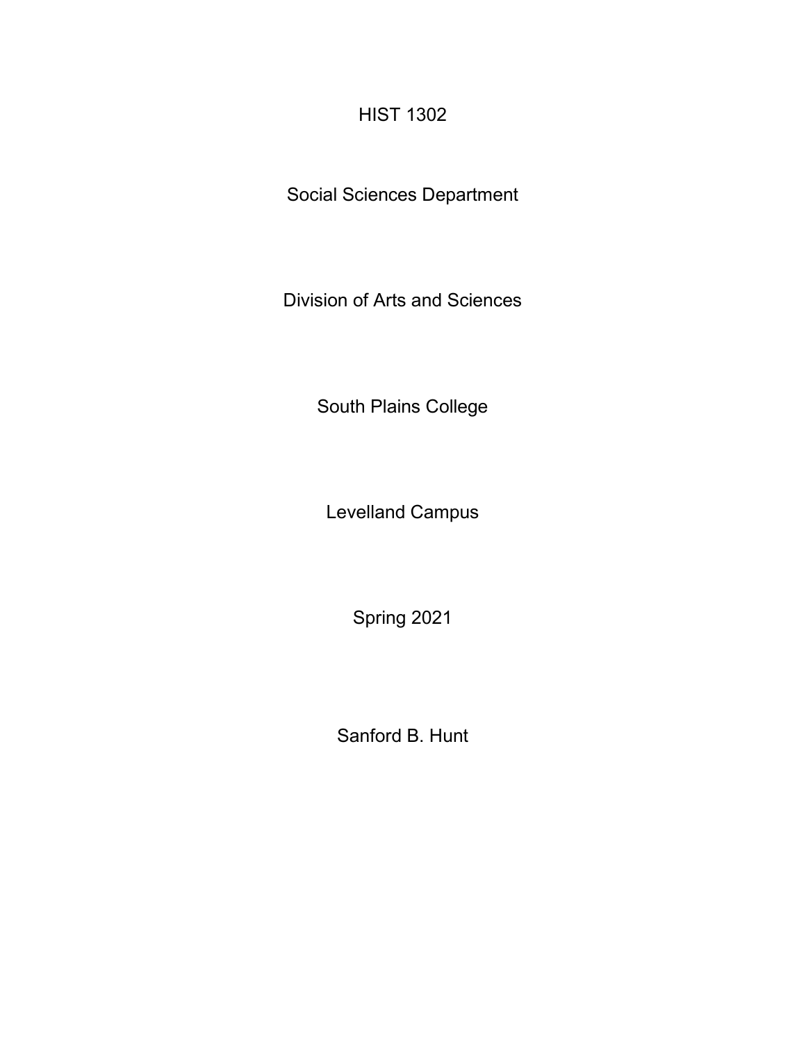HIST 1302

Social Sciences Department

Division of Arts and Sciences

South Plains College

Levelland Campus

Spring 2021

Sanford B. Hunt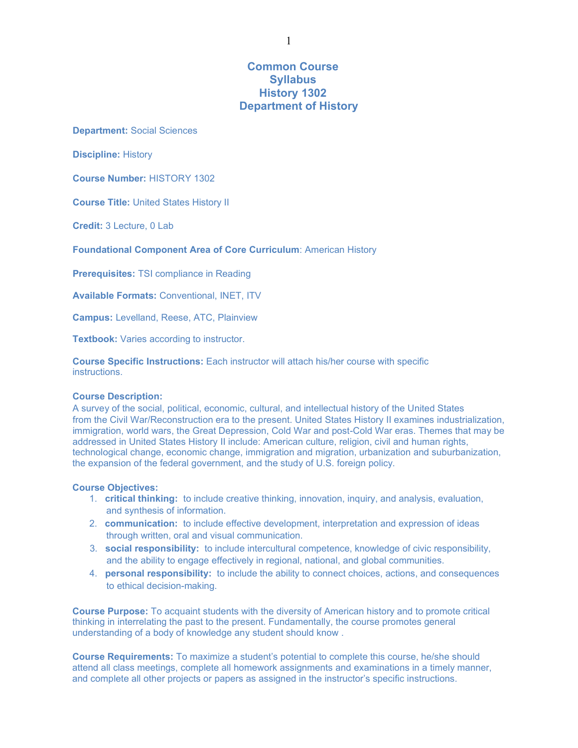# Common Course Syllabus
# History 1302
# Department of History

**Department:** Social Sciences

**Discipline:** History

**Course Number:** HISTORY 1302

**Course Title:** United States History II

**Credit:** 3 Lecture, 0 Lab

**Foundational Component Area of Core Curriculum**: American History

**Prerequisites:** TSI compliance in Reading

**Available Formats:** Conventional, INET, ITV

**Campus:** Levelland, Reese, ATC, Plainview

**Textbook:** Varies according to instructor.

**Course Specific Instructions:** Each instructor will attach his/her course with specific instructions.

**Course Description:**
A survey of the social, political, economic, cultural, and intellectual history of the United States from the Civil War/Reconstruction era to the present. United States History II examines industrialization, immigration, world wars, the Great Depression, Cold War and post-Cold War eras. Themes that may be addressed in United States History II include: American culture, religion, civil and human rights, technological change, economic change, immigration and migration, urbanization and suburbanization, the expansion of the federal government, and the study of U.S. foreign policy.

**Course Objectives:**

1. **critical thinking:** to include creative thinking, innovation, inquiry, and analysis, evaluation, and synthesis of information.
2. **communication:** to include effective development, interpretation and expression of ideas through written, oral and visual communication.
3. **social responsibility:** to include intercultural competence, knowledge of civic responsibility, and the ability to engage effectively in regional, national, and global communities.
4. **personal responsibility:** to include the ability to connect choices, actions, and consequences to ethical decision-making.

**Course Purpose:** To acquaint students with the diversity of American history and to promote critical thinking in interrelating the past to the present. Fundamentally, the course promotes general understanding of a body of knowledge any student should know .

**Course Requirements:** To maximize a student's potential to complete this course, he/she should attend all class meetings, complete all homework assignments and examinations in a timely manner, and complete all other projects or papers as assigned in the instructor's specific instructions.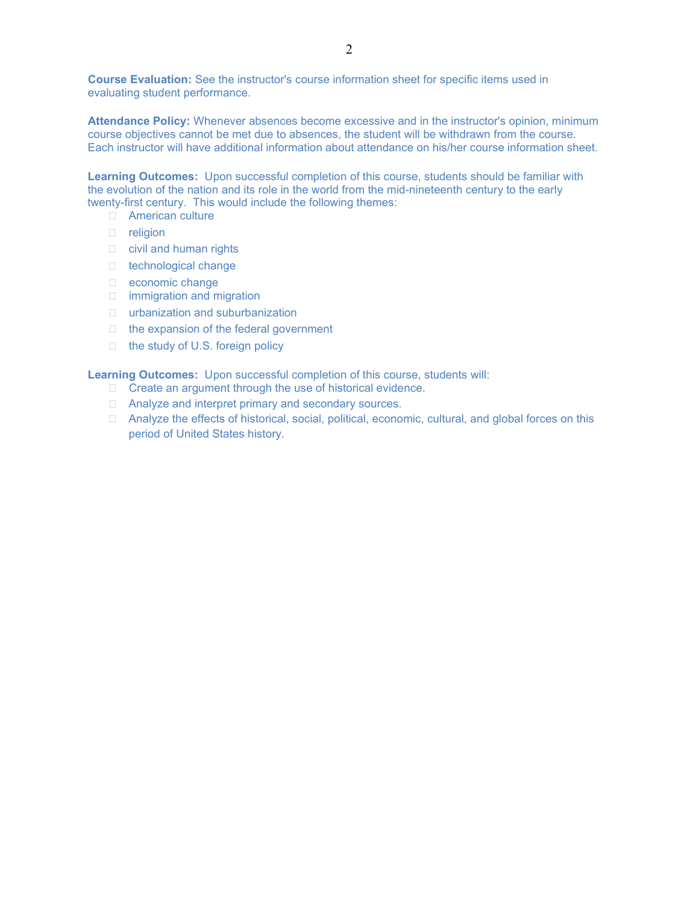**Course Evaluation:** See the instructor's course information sheet for specific items used in evaluating student performance.

**Attendance Policy:** Whenever absences become excessive and in the instructor's opinion, minimum course objectives cannot be met due to absences, the student will be withdrawn from the course. Each instructor will have additional information about attendance on his/her course information sheet.

**Learning Outcomes:** Upon successful completion of this course, students should be familiar with the evolution of the nation and its role in the world from the mid-nineteenth century to the early twenty-first century. This would include the following themes:

- American culture
- religion
- civil and human rights
- technological change
- economic change
- immigration and migration
- urbanization and suburbanization
- the expansion of the federal government
- the study of U.S. foreign policy

**Learning Outcomes:** Upon successful completion of this course, students will:

- Create an argument through the use of historical evidence.
- Analyze and interpret primary and secondary sources.
- Analyze the effects of historical, social, political, economic, cultural, and global forces on this period of United States history.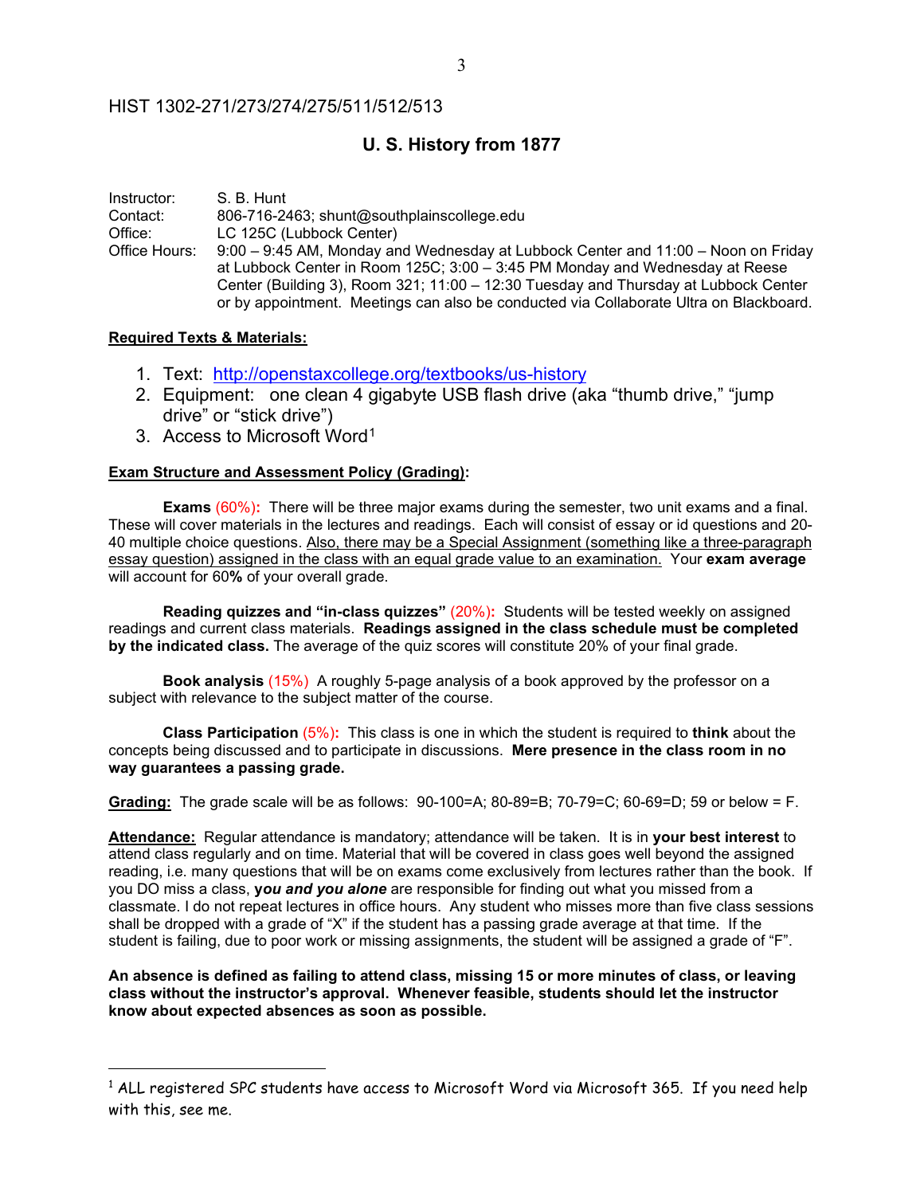HIST 1302-271/273/274/275/511/512/513

## U. S. History from 1877

Instructor: S. B. Hunt
Contact: 806-716-2463; shunt@southplainscollege.edu
Office: LC 125C (Lubbock Center)
Office Hours: 9:00 – 9:45 AM, Monday and Wednesday at Lubbock Center and 11:00 – Noon on Friday at Lubbock Center in Room 125C; 3:00 – 3:45 PM Monday and Wednesday at Reese Center (Building 3), Room 321; 11:00 – 12:30 Tuesday and Thursday at Lubbock Center or by appointment. Meetings can also be conducted via Collaborate Ultra on Blackboard.

**Required Texts & Materials:**

1. Text: http://openstaxcollege.org/textbooks/us-history
2. Equipment: one clean 4 gigabyte USB flash drive (aka "thumb drive," "jump drive" or "stick drive")
3. Access to Microsoft Word[1]

**Exam Structure and Assessment Policy (Grading):**

**Exams** (60%)**:** There will be three major exams during the semester, two unit exams and a final. These will cover materials in the lectures and readings. Each will consist of essay or id questions and 20-40 multiple choice questions. Also, there may be a Special Assignment (something like a three-paragraph essay question) assigned in the class with an equal grade value to an examination. Your **exam average** will account for 60**%** of your overall grade.

**Reading quizzes and "in-class quizzes"** (20%)**:** Students will be tested weekly on assigned readings and current class materials. **Readings assigned in the class schedule must be completed by the indicated class.** The average of the quiz scores will constitute 20% of your final grade.

**Book analysis** (15%) A roughly 5-page analysis of a book approved by the professor on a subject with relevance to the subject matter of the course.

**Class Participation** (5%)**:** This class is one in which the student is required to **think** about the concepts being discussed and to participate in discussions. **Mere presence in the class room in no way guarantees a passing grade.**

**Grading:** The grade scale will be as follows: 90-100=A; 80-89=B; 70-79=C; 60-69=D; 59 or below = F.

**Attendance:** Regular attendance is mandatory; attendance will be taken. It is in **your best interest** to attend class regularly and on time. Material that will be covered in class goes well beyond the assigned reading, i.e. many questions that will be on exams come exclusively from lectures rather than the book. If you DO miss a class, **y*ou and you alone*** are responsible for finding out what you missed from a classmate. I do not repeat lectures in office hours. Any student who misses more than five class sessions shall be dropped with a grade of "X" if the student has a passing grade average at that time. If the student is failing, due to poor work or missing assignments, the student will be assigned a grade of "F".

**An absence is defined as failing to attend class, missing 15 or more minutes of class, or leaving class without the instructor's approval. Whenever feasible, students should let the instructor know about expected absences as soon as possible.**

---

[1] ALL registered SPC students have access to Microsoft Word via Microsoft 365. If you need help with this, see me.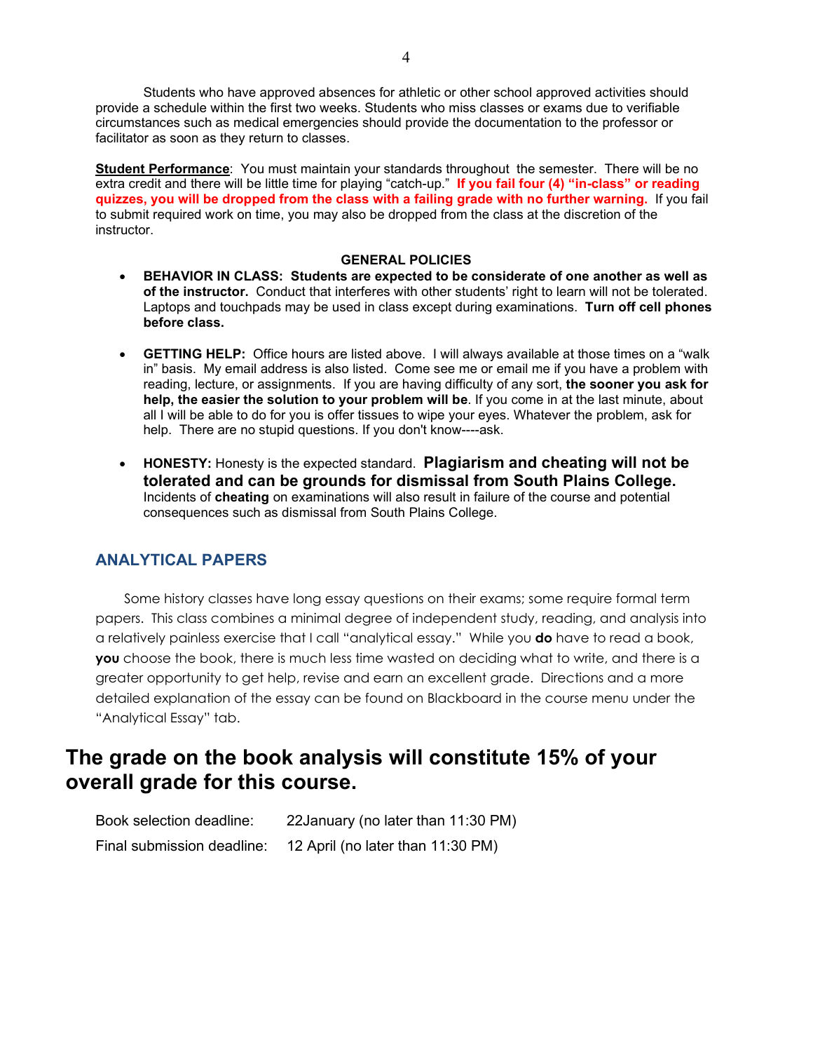Students who have approved absences for athletic or other school approved activities should provide a schedule within the first two weeks. Students who miss classes or exams due to verifiable circumstances such as medical emergencies should provide the documentation to the professor or facilitator as soon as they return to classes.

**Student Performance**: You must maintain your standards throughout the semester. There will be no extra credit and there will be little time for playing "catch-up." **If you fail four (4) "in-class" or reading quizzes, you will be dropped from the class with a failing grade with no further warning.** If you fail to submit required work on time, you may also be dropped from the class at the discretion of the instructor.

**GENERAL POLICIES**

- **BEHAVIOR IN CLASS: Students are expected to be considerate of one another as well as of the instructor.** Conduct that interferes with other students' right to learn will not be tolerated. Laptops and touchpads may be used in class except during examinations. **Turn off cell phones before class.**

- **GETTING HELP:** Office hours are listed above. I will always available at those times on a "walk in" basis. My email address is also listed. Come see me or email me if you have a problem with reading, lecture, or assignments. If you are having difficulty of any sort, **the sooner you ask for help, the easier the solution to your problem will be**. If you come in at the last minute, about all I will be able to do for you is offer tissues to wipe your eyes. Whatever the problem, ask for help. There are no stupid questions. If you don't know----ask.

- **HONESTY:** Honesty is the expected standard. **Plagiarism and cheating will not be tolerated and can be grounds for dismissal from South Plains College.** Incidents of **cheating** on examinations will also result in failure of the course and potential consequences such as dismissal from South Plains College.

## ANALYTICAL PAPERS

Some history classes have long essay questions on their exams; some require formal term papers. This class combines a minimal degree of independent study, reading, and analysis into a relatively painless exercise that I call "analytical essay." While you **do** have to read a book, **you** choose the book, there is much less time wasted on deciding what to write, and there is a greater opportunity to get help, revise and earn an excellent grade. Directions and a more detailed explanation of the essay can be found on Blackboard in the course menu under the "Analytical Essay" tab.

# The grade on the book analysis will constitute 15% of your overall grade for this course.

Book selection deadline: 22January (no later than 11:30 PM)

Final submission deadline: 12 April (no later than 11:30 PM)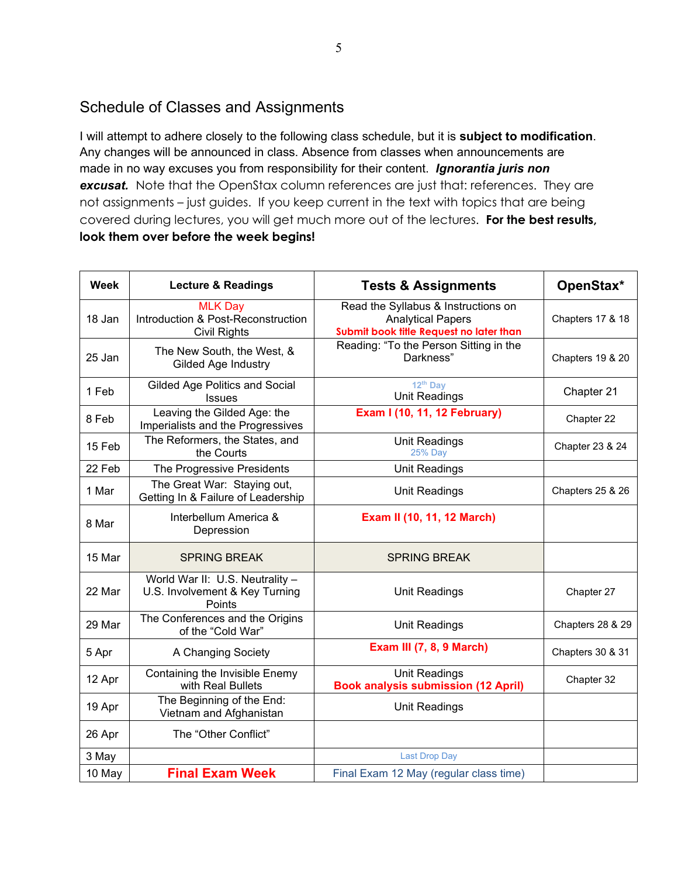## Schedule of Classes and Assignments

I will attempt to adhere closely to the following class schedule, but it is **subject to modification**. Any changes will be announced in class. Absence from classes when announcements are made in no way excuses you from responsibility for their content. ***Ignorantia juris non excusat.*** Note that the OpenStax column references are just that: references. They are not assignments – just guides. If you keep current in the text with topics that are being covered during lectures, you will get much more out of the lectures. **For the best results, look them over before the week begins!**

| Week | Lecture & Readings | Tests & Assignments | OpenStax* |
|---|---|---|---|
| 18 Jan | MLK Day<br>Introduction & Post-Reconstruction Civil Rights | Read the Syllabus & Instructions on Analytical Papers<br>**Submit book title Request no later than** | Chapters 17 & 18 |
| 25 Jan | The New South, the West, & Gilded Age Industry | Reading: "To the Person Sitting in the Darkness" | Chapters 19 & 20 |
| 1 Feb | Gilded Age Politics and Social Issues | 12th Day<br>Unit Readings | Chapter 21 |
| 8 Feb | Leaving the Gilded Age: the Imperialists and the Progressives | **Exam I (10, 11, 12 February)** | Chapter 22 |
| 15 Feb | The Reformers, the States, and the Courts | Unit Readings<br>25% Day | Chapter 23 & 24 |
| 22 Feb | The Progressive Presidents | Unit Readings | |
| 1 Mar | The Great War: Staying out, Getting In & Failure of Leadership | Unit Readings | Chapters 25 & 26 |
| 8 Mar | Interbellum America & Depression | **Exam II (10, 11, 12 March)** | |
| 15 Mar | SPRING BREAK | SPRING BREAK | |
| 22 Mar | World War II: U.S. Neutrality – U.S. Involvement & Key Turning Points | Unit Readings | Chapter 27 |
| 29 Mar | The Conferences and the Origins of the "Cold War" | Unit Readings | Chapters 28 & 29 |
| 5 Apr | A Changing Society | **Exam III (7, 8, 9 March)** | Chapters 30 & 31 |
| 12 Apr | Containing the Invisible Enemy with Real Bullets | Unit Readings<br>**Book analysis submission (12 April)** | Chapter 32 |
| 19 Apr | The Beginning of the End: Vietnam and Afghanistan | Unit Readings | |
| 26 Apr | The "Other Conflict" | | |
| 3 May | | Last Drop Day | |
| 10 May | **Final Exam Week** | Final Exam 12 May (regular class time) | |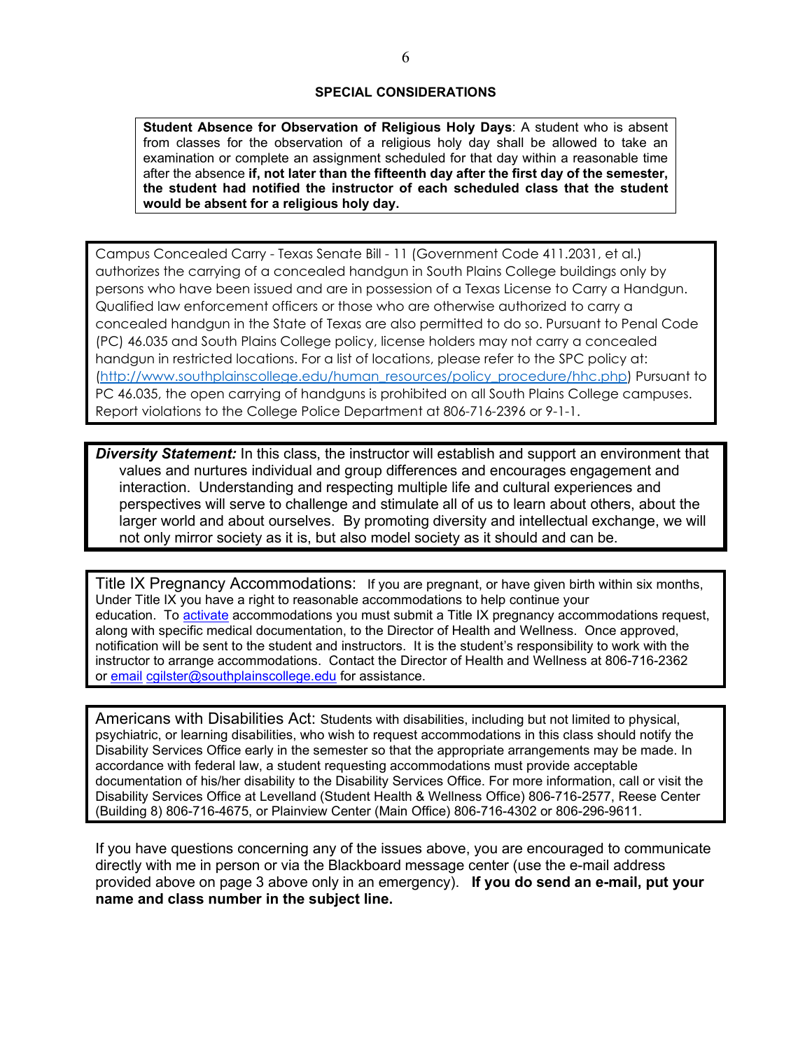## SPECIAL CONSIDERATIONS

**Student Absence for Observation of Religious Holy Days**: A student who is absent from classes for the observation of a religious holy day shall be allowed to take an examination or complete an assignment scheduled for that day within a reasonable time after the absence **if, not later than the fifteenth day after the first day of the semester, the student had notified the instructor of each scheduled class that the student would be absent for a religious holy day.**

Campus Concealed Carry - Texas Senate Bill - 11 (Government Code 411.2031, et al.) authorizes the carrying of a concealed handgun in South Plains College buildings only by persons who have been issued and are in possession of a Texas License to Carry a Handgun. Qualified law enforcement officers or those who are otherwise authorized to carry a concealed handgun in the State of Texas are also permitted to do so. Pursuant to Penal Code (PC) 46.035 and South Plains College policy, license holders may not carry a concealed handgun in restricted locations. For a list of locations, please refer to the SPC policy at: (http://www.southplainscollege.edu/human_resources/policy_procedure/hhc.php) Pursuant to PC 46.035, the open carrying of handguns is prohibited on all South Plains College campuses. Report violations to the College Police Department at 806-716-2396 or 9-1-1.

***Diversity Statement:*** In this class, the instructor will establish and support an environment that values and nurtures individual and group differences and encourages engagement and interaction. Understanding and respecting multiple life and cultural experiences and perspectives will serve to challenge and stimulate all of us to learn about others, about the larger world and about ourselves. By promoting diversity and intellectual exchange, we will not only mirror society as it is, but also model society as it should and can be.

Title IX Pregnancy Accommodations: If you are pregnant, or have given birth within six months, Under Title IX you have a right to reasonable accommodations to help continue your education. To activate accommodations you must submit a Title IX pregnancy accommodations request, along with specific medical documentation, to the Director of Health and Wellness. Once approved, notification will be sent to the student and instructors. It is the student's responsibility to work with the instructor to arrange accommodations. Contact the Director of Health and Wellness at 806-716-2362 or email cgilster@southplainscollege.edu for assistance.

Americans with Disabilities Act: Students with disabilities, including but not limited to physical, psychiatric, or learning disabilities, who wish to request accommodations in this class should notify the Disability Services Office early in the semester so that the appropriate arrangements may be made. In accordance with federal law, a student requesting accommodations must provide acceptable documentation of his/her disability to the Disability Services Office. For more information, call or visit the Disability Services Office at Levelland (Student Health & Wellness Office) 806-716-2577, Reese Center (Building 8) 806-716-4675, or Plainview Center (Main Office) 806-716-4302 or 806-296-9611.

If you have questions concerning any of the issues above, you are encouraged to communicate directly with me in person or via the Blackboard message center (use the e-mail address provided above on page 3 above only in an emergency). **If you do send an e-mail, put your name and class number in the subject line.**